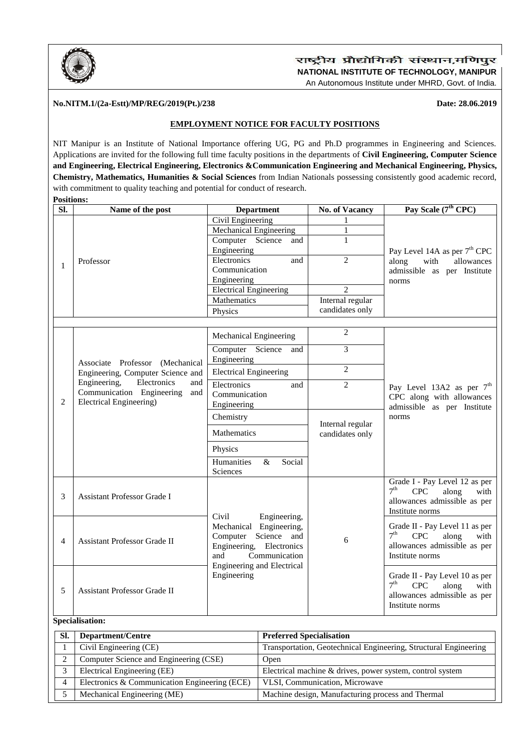राष्ट्रीय प्रौद्योगिकी संस्थान,मणिपुर

**NATIONAL INSTITUTE OF TECHNOLOGY, MANIPUR**

An Autonomous Institute under MHRD, Govt. of India.

**No.NITM.1/(2a-Estt)/MP/REG/2019(Pt.)/238** **Date: 28.06.2019**

## EMPLOYMENT NOTICE FOR FACULTY POSITIONS

NIT Manipur is an Institute of National Importance offering UG, PG and Ph.D programmes in Engineering and Sciences. Applications are invited for the following full time faculty positions in the departments of **Civil Engineering, Computer Science and Engineering, Electrical Engineering, Electronics &Communication Engineering and Mechanical Engineering, Physics, Chemistry, Mathematics, Humanities & Social Sciences** from Indian Nationals possessing consistently good academic record, with commitment to quality teaching and potential for conduct of research.

**Positions:**

| Sl. | Name of the post | Department | No. of Vacancy | Pay Scale (7th CPC) |
|---|---|---|---|---|
| 1 | Professor | Civil Engineering | 1 | Pay Level 14A as per 7th CPC along with allowances admissible as per Institute norms |
| | | Mechanical Engineering | 1 | |
| | | Computer Science and Engineering | 1 | |
| | | Electronics and Communication Engineering | 2 | |
| | | Electrical Engineering | 2 | |
| | | Mathematics | Internal regular candidates only | |
| | | Physics | | |
| 2 | Associate Professor (Mechanical Engineering, Computer Science and Engineering, Electronics and Communication Engineering and Electrical Engineering) | Mechanical Engineering | 2 | Pay Level 13A2 as per 7th CPC along with allowances admissible as per Institute norms |
| | | Computer Science and Engineering | 3 | |
| | | Electrical Engineering | 2 | |
| | | Electronics and Communication Engineering | 2 | |
| | | Chemistry | Internal regular candidates only | |
| | | Mathematics | | |
| | | Physics | | |
| | | Humanities & Social Sciences | | |
| 3 | Assistant Professor Grade I | Civil Engineering, Mechanical Engineering, Computer Science and Engineering, Electronics and Communication Engineering and Electrical Engineering | 6 | Grade I - Pay Level 12 as per 7th CPC along with allowances admissible as per Institute norms |
| 4 | Assistant Professor Grade II | | | Grade II - Pay Level 11 as per 7th CPC along with allowances admissible as per Institute norms |
| 5 | Assistant Professor Grade II | | | Grade II - Pay Level 10 as per 7th CPC along with allowances admissible as per Institute norms |

**Specialisation:**

| Sl. | Department/Centre | Preferred Specialisation |
|---|---|---|
| 1 | Civil Engineering (CE) | Transportation, Geotechnical Engineering, Structural Engineering |
| 2 | Computer Science and Engineering (CSE) | Open |
| 3 | Electrical Engineering (EE) | Electrical machine & drives, power system, control system |
| 4 | Electronics & Communication Engineering (ECE) | VLSI, Communication, Microwave |
| 5 | Mechanical Engineering (ME) | Machine design, Manufacturing process and Thermal |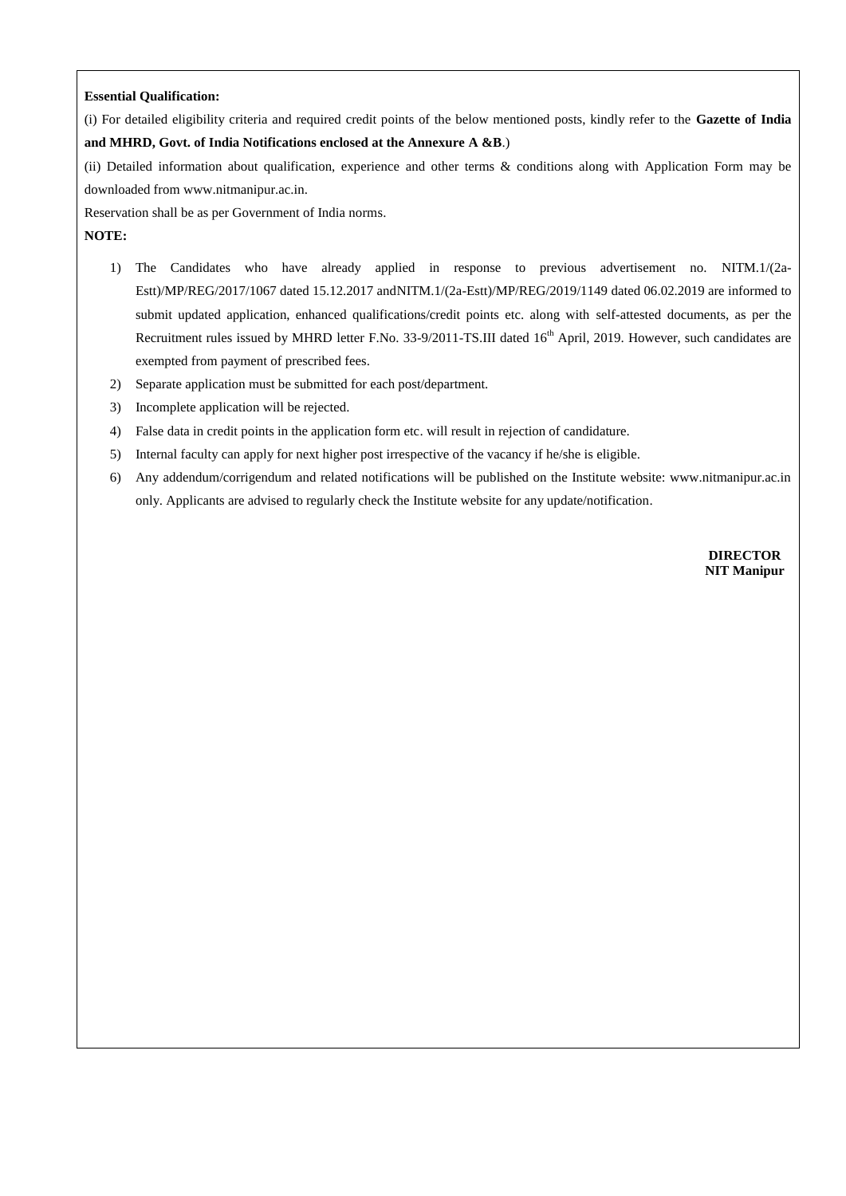**Essential Qualification:**

(i) For detailed eligibility criteria and required credit points of the below mentioned posts, kindly refer to the **Gazette of India and MHRD, Govt. of India Notifications enclosed at the Annexure A &B**.)

(ii) Detailed information about qualification, experience and other terms & conditions along with Application Form may be downloaded from www.nitmanipur.ac.in.

Reservation shall be as per Government of India norms.

**NOTE:**

1) The Candidates who have already applied in response to previous advertisement no. NITM.1/(2a-Estt)/MP/REG/2017/1067 dated 15.12.2017 andNITM.1/(2a-Estt)/MP/REG/2019/1149 dated 06.02.2019 are informed to submit updated application, enhanced qualifications/credit points etc. along with self-attested documents, as per the Recruitment rules issued by MHRD letter F.No. 33-9/2011-TS.III dated 16th April, 2019. However, such candidates are exempted from payment of prescribed fees.
2) Separate application must be submitted for each post/department.
3) Incomplete application will be rejected.
4) False data in credit points in the application form etc. will result in rejection of candidature.
5) Internal faculty can apply for next higher post irrespective of the vacancy if he/she is eligible.
6) Any addendum/corrigendum and related notifications will be published on the Institute website: www.nitmanipur.ac.in only. Applicants are advised to regularly check the Institute website for any update/notification.

**DIRECTOR**
**NIT Manipur**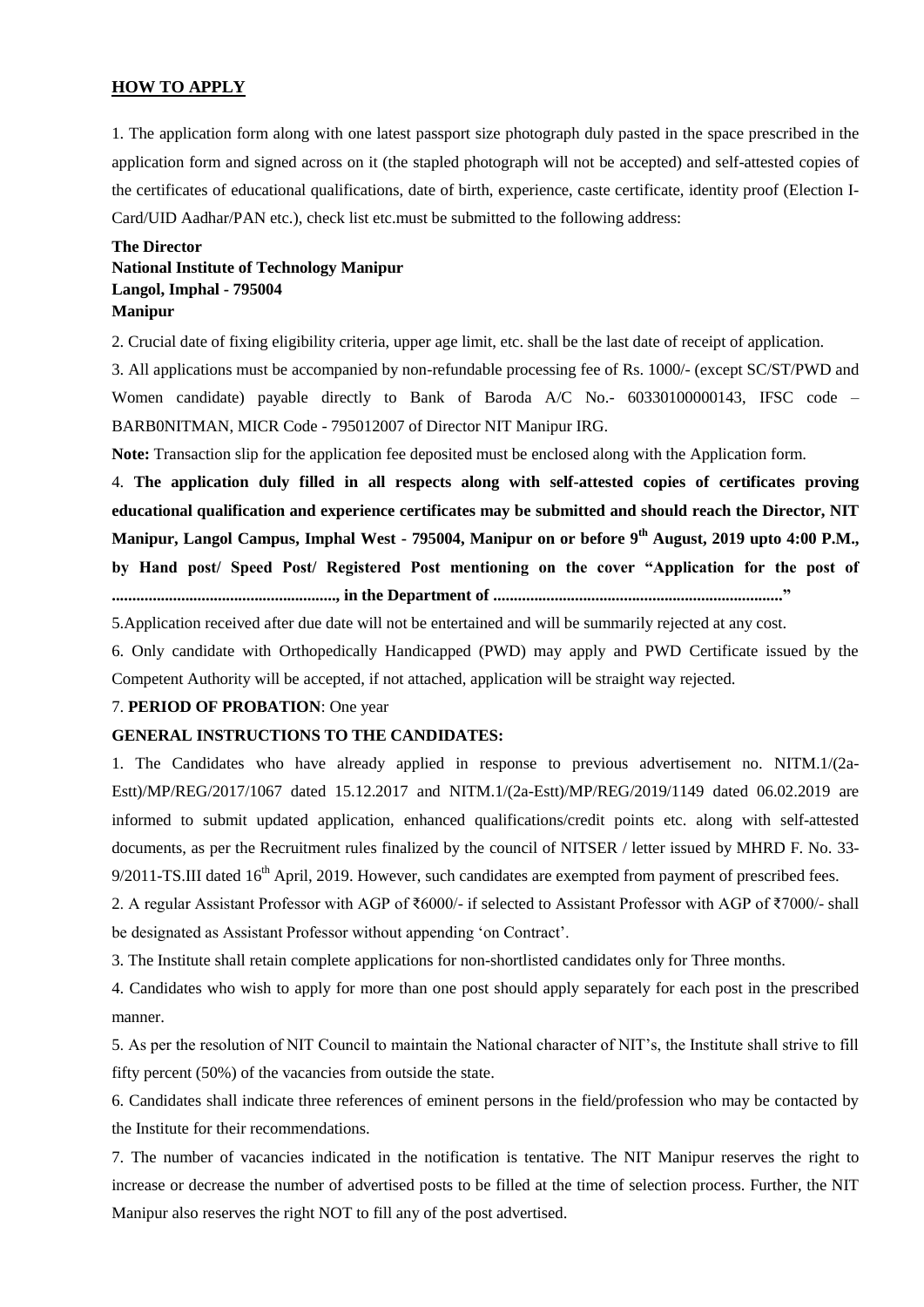## HOW TO APPLY

1. The application form along with one latest passport size photograph duly pasted in the space prescribed in the application form and signed across on it (the stapled photograph will not be accepted) and self-attested copies of the certificates of educational qualifications, date of birth, experience, caste certificate, identity proof (Election I-Card/UID Aadhar/PAN etc.), check list etc.must be submitted to the following address:

**The Director**
**National Institute of Technology Manipur**
**Langol, Imphal - 795004**
**Manipur**

2. Crucial date of fixing eligibility criteria, upper age limit, etc. shall be the last date of receipt of application.

3. All applications must be accompanied by non-refundable processing fee of Rs. 1000/- (except SC/ST/PWD and Women candidate) payable directly to Bank of Baroda A/C No.- 60330100000143, IFSC code – BARB0NITMAN, MICR Code - 795012007 of Director NIT Manipur IRG.

**Note:** Transaction slip for the application fee deposited must be enclosed along with the Application form.

4. **The application duly filled in all respects along with self-attested copies of certificates proving educational qualification and experience certificates may be submitted and should reach the Director, NIT Manipur, Langol Campus, Imphal West - 795004, Manipur on or before 9th August, 2019 upto 4:00 P.M., by Hand post/ Speed Post/ Registered Post mentioning on the cover "Application for the post of ......................................................, in the Department of ......................................................................"**

5.Application received after due date will not be entertained and will be summarily rejected at any cost.

6. Only candidate with Orthopedically Handicapped (PWD) may apply and PWD Certificate issued by the Competent Authority will be accepted, if not attached, application will be straight way rejected.

7. **PERIOD OF PROBATION**: One year

**GENERAL INSTRUCTIONS TO THE CANDIDATES:**

1. The Candidates who have already applied in response to previous advertisement no. NITM.1/(2a-Estt)/MP/REG/2017/1067 dated 15.12.2017 and NITM.1/(2a-Estt)/MP/REG/2019/1149 dated 06.02.2019 are informed to submit updated application, enhanced qualifications/credit points etc. along with self-attested documents, as per the Recruitment rules finalized by the council of NITSER / letter issued by MHRD F. No. 33-9/2011-TS.III dated 16th April, 2019. However, such candidates are exempted from payment of prescribed fees.

2. A regular Assistant Professor with AGP of ₹6000/- if selected to Assistant Professor with AGP of ₹7000/- shall be designated as Assistant Professor without appending 'on Contract'.

3. The Institute shall retain complete applications for non-shortlisted candidates only for Three months.

4. Candidates who wish to apply for more than one post should apply separately for each post in the prescribed manner.

5. As per the resolution of NIT Council to maintain the National character of NIT's, the Institute shall strive to fill fifty percent (50%) of the vacancies from outside the state.

6. Candidates shall indicate three references of eminent persons in the field/profession who may be contacted by the Institute for their recommendations.

7. The number of vacancies indicated in the notification is tentative. The NIT Manipur reserves the right to increase or decrease the number of advertised posts to be filled at the time of selection process. Further, the NIT Manipur also reserves the right NOT to fill any of the post advertised.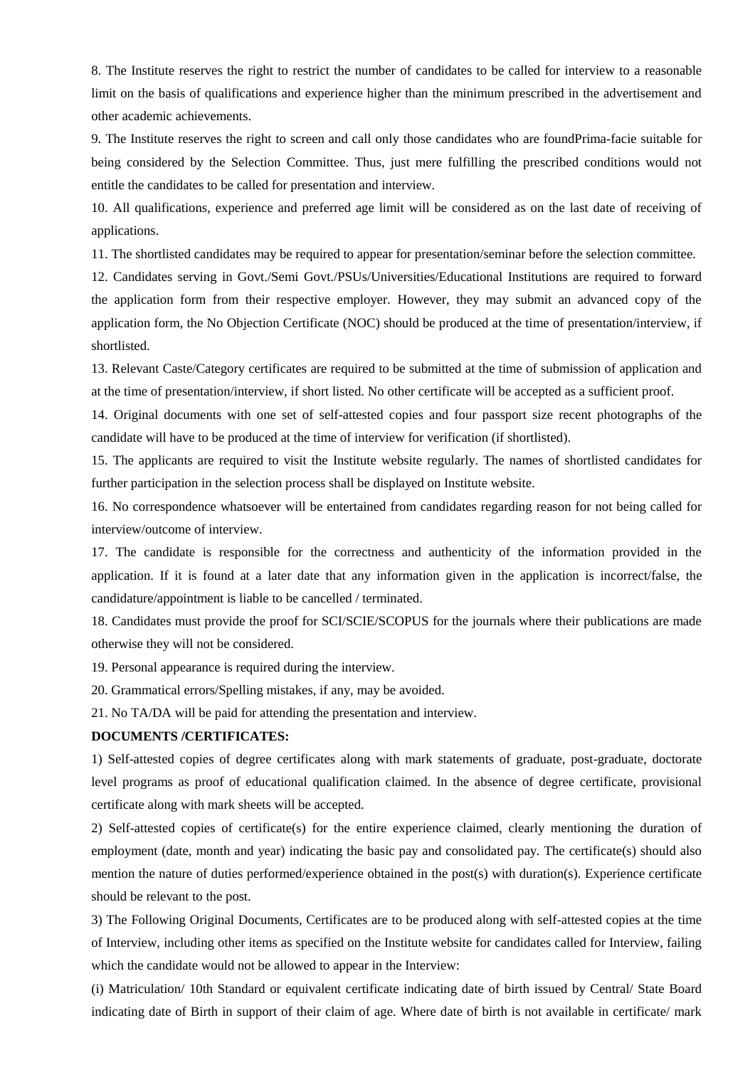8. The Institute reserves the right to restrict the number of candidates to be called for interview to a reasonable limit on the basis of qualifications and experience higher than the minimum prescribed in the advertisement and other academic achievements.

9. The Institute reserves the right to screen and call only those candidates who are foundPrima-facie suitable for being considered by the Selection Committee. Thus, just mere fulfilling the prescribed conditions would not entitle the candidates to be called for presentation and interview.

10. All qualifications, experience and preferred age limit will be considered as on the last date of receiving of applications.

11. The shortlisted candidates may be required to appear for presentation/seminar before the selection committee.

12. Candidates serving in Govt./Semi Govt./PSUs/Universities/Educational Institutions are required to forward the application form from their respective employer. However, they may submit an advanced copy of the application form, the No Objection Certificate (NOC) should be produced at the time of presentation/interview, if shortlisted.

13. Relevant Caste/Category certificates are required to be submitted at the time of submission of application and at the time of presentation/interview, if short listed. No other certificate will be accepted as a sufficient proof.

14. Original documents with one set of self-attested copies and four passport size recent photographs of the candidate will have to be produced at the time of interview for verification (if shortlisted).

15. The applicants are required to visit the Institute website regularly. The names of shortlisted candidates for further participation in the selection process shall be displayed on Institute website.

16. No correspondence whatsoever will be entertained from candidates regarding reason for not being called for interview/outcome of interview.

17. The candidate is responsible for the correctness and authenticity of the information provided in the application. If it is found at a later date that any information given in the application is incorrect/false, the candidature/appointment is liable to be cancelled / terminated.

18. Candidates must provide the proof for SCI/SCIE/SCOPUS for the journals where their publications are made otherwise they will not be considered.

19. Personal appearance is required during the interview.

20. Grammatical errors/Spelling mistakes, if any, may be avoided.

21. No TA/DA will be paid for attending the presentation and interview.

**DOCUMENTS /CERTIFICATES:**

1) Self-attested copies of degree certificates along with mark statements of graduate, post-graduate, doctorate level programs as proof of educational qualification claimed. In the absence of degree certificate, provisional certificate along with mark sheets will be accepted.

2) Self-attested copies of certificate(s) for the entire experience claimed, clearly mentioning the duration of employment (date, month and year) indicating the basic pay and consolidated pay. The certificate(s) should also mention the nature of duties performed/experience obtained in the post(s) with duration(s). Experience certificate should be relevant to the post.

3) The Following Original Documents, Certificates are to be produced along with self-attested copies at the time of Interview, including other items as specified on the Institute website for candidates called for Interview, failing which the candidate would not be allowed to appear in the Interview:

(i) Matriculation/ 10th Standard or equivalent certificate indicating date of birth issued by Central/ State Board indicating date of Birth in support of their claim of age. Where date of birth is not available in certificate/ mark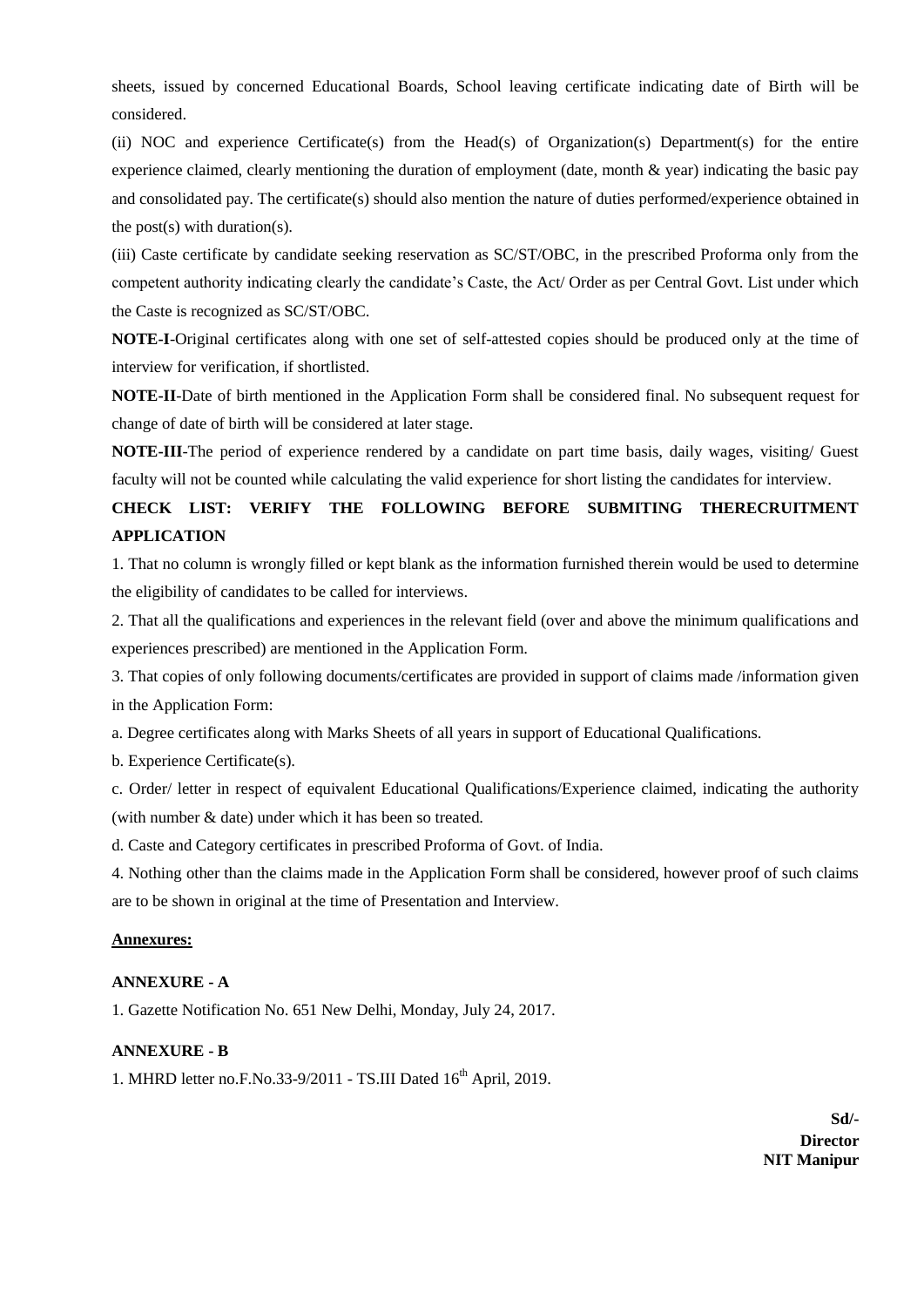sheets, issued by concerned Educational Boards, School leaving certificate indicating date of Birth will be considered.

(ii) NOC and experience Certificate(s) from the Head(s) of Organization(s) Department(s) for the entire experience claimed, clearly mentioning the duration of employment (date, month & year) indicating the basic pay and consolidated pay. The certificate(s) should also mention the nature of duties performed/experience obtained in the post(s) with duration(s).

(iii) Caste certificate by candidate seeking reservation as SC/ST/OBC, in the prescribed Proforma only from the competent authority indicating clearly the candidate's Caste, the Act/ Order as per Central Govt. List under which the Caste is recognized as SC/ST/OBC.

**NOTE-I**-Original certificates along with one set of self-attested copies should be produced only at the time of interview for verification, if shortlisted.

**NOTE-II**-Date of birth mentioned in the Application Form shall be considered final. No subsequent request for change of date of birth will be considered at later stage.

**NOTE-III**-The period of experience rendered by a candidate on part time basis, daily wages, visiting/ Guest faculty will not be counted while calculating the valid experience for short listing the candidates for interview.

**CHECK LIST: VERIFY THE FOLLOWING BEFORE SUBMITING THERECRUITMENT APPLICATION**

1. That no column is wrongly filled or kept blank as the information furnished therein would be used to determine the eligibility of candidates to be called for interviews.

2. That all the qualifications and experiences in the relevant field (over and above the minimum qualifications and experiences prescribed) are mentioned in the Application Form.

3. That copies of only following documents/certificates are provided in support of claims made /information given in the Application Form:

a. Degree certificates along with Marks Sheets of all years in support of Educational Qualifications.

b. Experience Certificate(s).

c. Order/ letter in respect of equivalent Educational Qualifications/Experience claimed, indicating the authority (with number & date) under which it has been so treated.

d. Caste and Category certificates in prescribed Proforma of Govt. of India.

4. Nothing other than the claims made in the Application Form shall be considered, however proof of such claims are to be shown in original at the time of Presentation and Interview.

**Annexures:**

**ANNEXURE - A**

1. Gazette Notification No. 651 New Delhi, Monday, July 24, 2017.

**ANNEXURE - B**

1. MHRD letter no.F.No.33-9/2011 - TS.III Dated 16th April, 2019.

**Sd/-**
**Director**
**NIT Manipur**